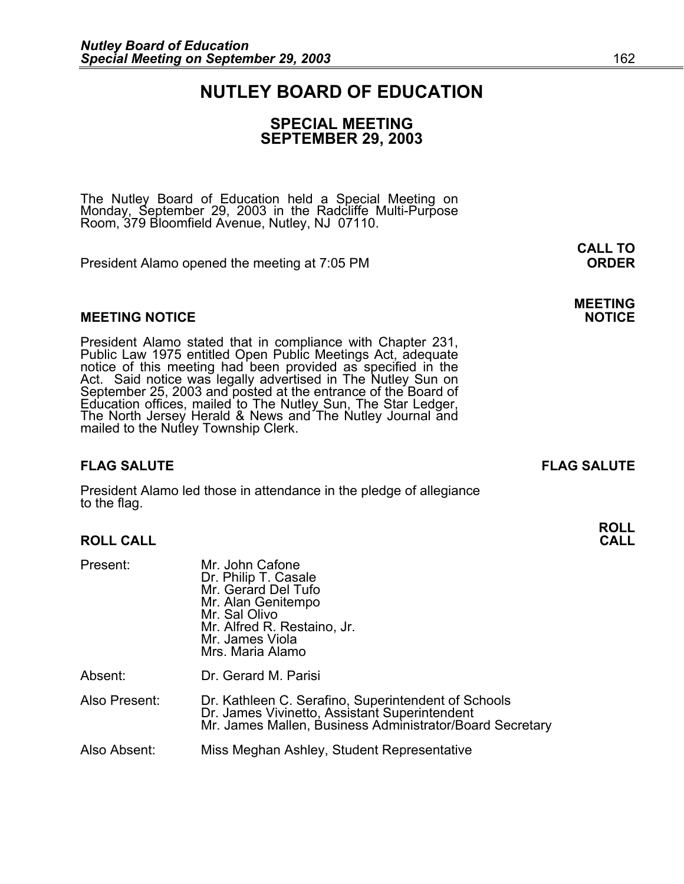# NUTLEY BOARD OF EDUCATION

## SPECIAL MEETING
## SEPTEMBER 29, 2003

The Nutley Board of Education held a Special Meeting on Monday, September 29, 2003 in the Radcliffe Multi-Purpose Room, 379 Bloomfield Avenue, Nutley, NJ 07110.

**CALL TO ORDER**

President Alamo opened the meeting at 7:05 PM

### MEETING NOTICE

President Alamo stated that in compliance with Chapter 231, Public Law 1975 entitled Open Public Meetings Act, adequate notice of this meeting had been provided as specified in the Act. Said notice was legally advertised in The Nutley Sun on September 25, 2003 and posted at the entrance of the Board of Education offices, mailed to The Nutley Sun, The Star Ledger, The North Jersey Herald & News and The Nutley Journal and mailed to the Nutley Township Clerk.

### FLAG SALUTE

President Alamo led those in attendance in the pledge of allegiance to the flag.

### ROLL CALL

Present:
- Mr. John Cafone
- Dr. Philip T. Casale
- Mr. Gerard Del Tufo
- Mr. Alan Genitempo
- Mr. Sal Olivo
- Mr. Alfred R. Restaino, Jr.
- Mr. James Viola
- Mrs. Maria Alamo

Absent:
- Dr. Gerard M. Parisi

Also Present:
- Dr. Kathleen C. Serafino, Superintendent of Schools
- Dr. James Vivinetto, Assistant Superintendent
- Mr. James Mallen, Business Administrator/Board Secretary

Also Absent:
- Miss Meghan Ashley, Student Representative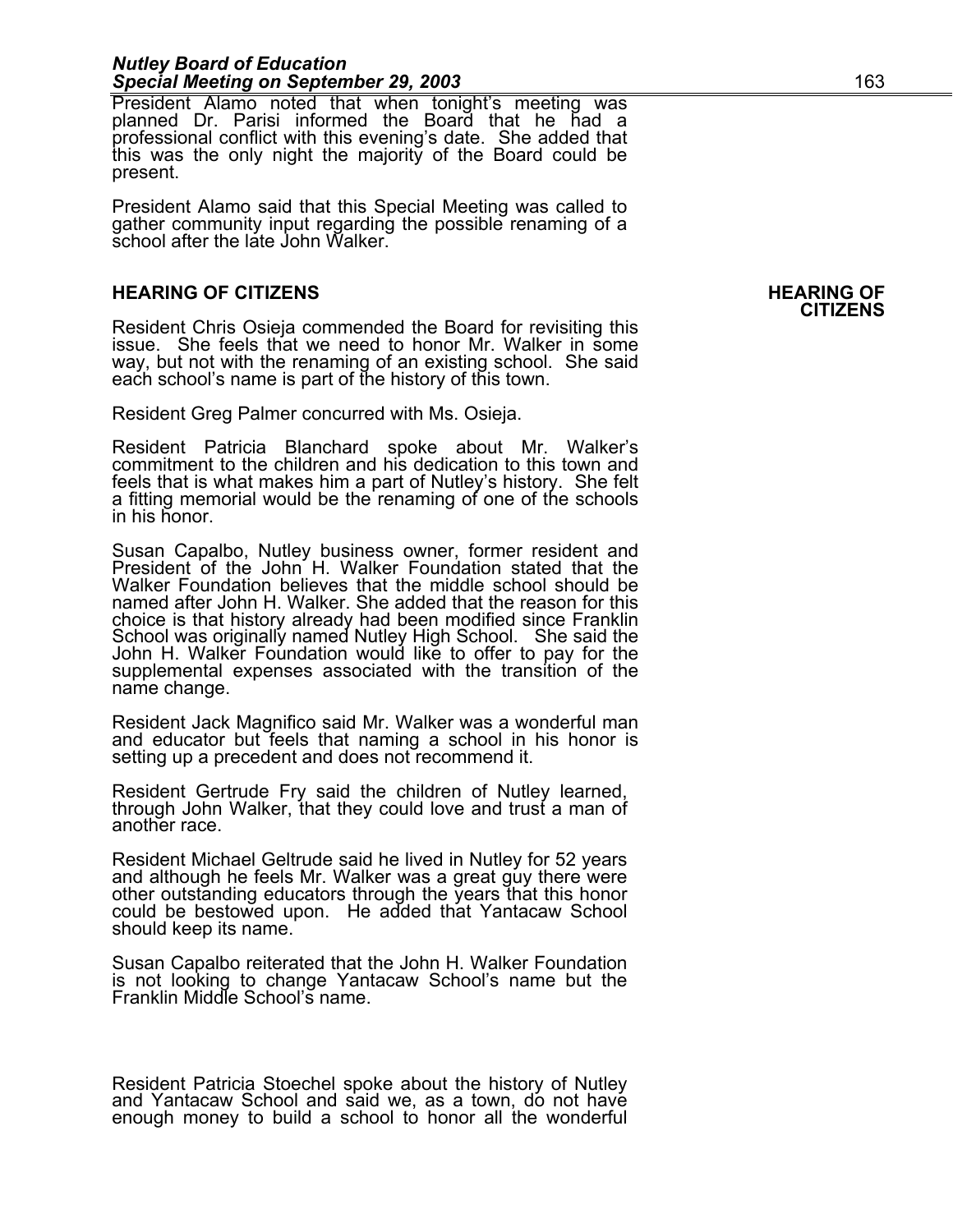President Alamo noted that when tonight's meeting was planned Dr. Parisi informed the Board that he had a professional conflict with this evening's date. She added that this was the only night the majority of the Board could be present.

President Alamo said that this Special Meeting was called to gather community input regarding the possible renaming of a school after the late John Walker.

## HEARING OF CITIZENS

**HEARING OF CITIZENS**

Resident Chris Osieja commended the Board for revisiting this issue. She feels that we need to honor Mr. Walker in some way, but not with the renaming of an existing school. She said each school's name is part of the history of this town.

Resident Greg Palmer concurred with Ms. Osieja.

Resident Patricia Blanchard spoke about Mr. Walker's commitment to the children and his dedication to this town and feels that is what makes him a part of Nutley's history. She felt a fitting memorial would be the renaming of one of the schools in his honor.

Susan Capalbo, Nutley business owner, former resident and President of the John H. Walker Foundation stated that the Walker Foundation believes that the middle school should be named after John H. Walker. She added that the reason for this choice is that history already had been modified since Franklin School was originally named Nutley High School. She said the John H. Walker Foundation would like to offer to pay for the supplemental expenses associated with the transition of the name change.

Resident Jack Magnifico said Mr. Walker was a wonderful man and educator but feels that naming a school in his honor is setting up a precedent and does not recommend it.

Resident Gertrude Fry said the children of Nutley learned, through John Walker, that they could love and trust a man of another race.

Resident Michael Geltrude said he lived in Nutley for 52 years and although he feels Mr. Walker was a great guy there were other outstanding educators through the years that this honor could be bestowed upon. He added that Yantacaw School should keep its name.

Susan Capalbo reiterated that the John H. Walker Foundation is not looking to change Yantacaw School's name but the Franklin Middle School's name.

Resident Patricia Stoechel spoke about the history of Nutley and Yantacaw School and said we, as a town, do not have enough money to build a school to honor all the wonderful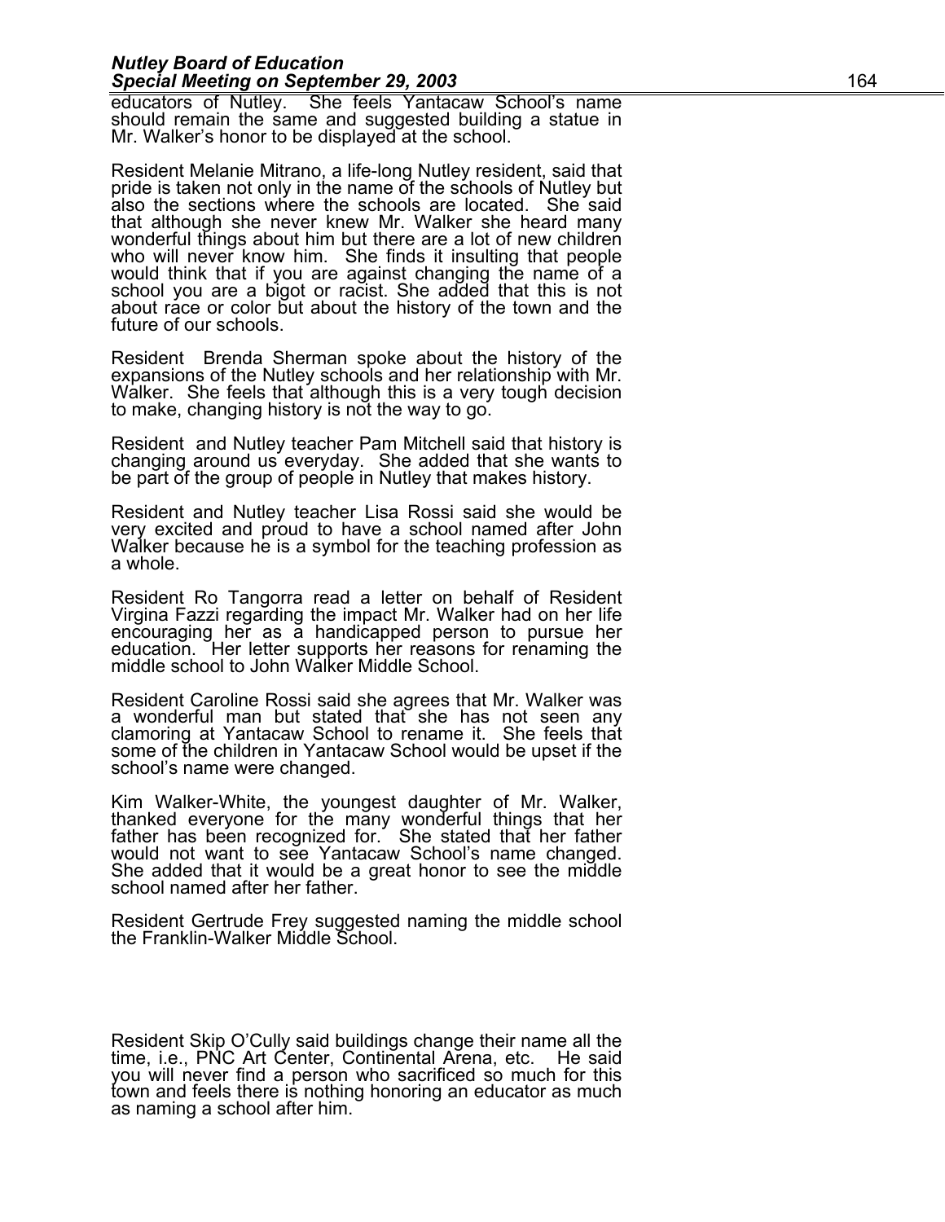educators of Nutley. She feels Yantacaw School's name should remain the same and suggested building a statue in Mr. Walker's honor to be displayed at the school.

Resident Melanie Mitrano, a life-long Nutley resident, said that pride is taken not only in the name of the schools of Nutley but also the sections where the schools are located. She said that although she never knew Mr. Walker she heard many wonderful things about him but there are a lot of new children who will never know him. She finds it insulting that people would think that if you are against changing the name of a school you are a bigot or racist. She added that this is not about race or color but about the history of the town and the future of our schools.

Resident Brenda Sherman spoke about the history of the expansions of the Nutley schools and her relationship with Mr. Walker. She feels that although this is a very tough decision to make, changing history is not the way to go.

Resident and Nutley teacher Pam Mitchell said that history is changing around us everyday. She added that she wants to be part of the group of people in Nutley that makes history.

Resident and Nutley teacher Lisa Rossi said she would be very excited and proud to have a school named after John Walker because he is a symbol for the teaching profession as a whole.

Resident Ro Tangorra read a letter on behalf of Resident Virgina Fazzi regarding the impact Mr. Walker had on her life encouraging her as a handicapped person to pursue her education. Her letter supports her reasons for renaming the middle school to John Walker Middle School.

Resident Caroline Rossi said she agrees that Mr. Walker was a wonderful man but stated that she has not seen any clamoring at Yantacaw School to rename it. She feels that some of the children in Yantacaw School would be upset if the school's name were changed.

Kim Walker-White, the youngest daughter of Mr. Walker, thanked everyone for the many wonderful things that her father has been recognized for. She stated that her father would not want to see Yantacaw School's name changed. She added that it would be a great honor to see the middle school named after her father.

Resident Gertrude Frey suggested naming the middle school the Franklin-Walker Middle School.

Resident Skip O'Cully said buildings change their name all the time, i.e., PNC Art Center, Continental Arena, etc. He said you will never find a person who sacrificed so much for this town and feels there is nothing honoring an educator as much as naming a school after him.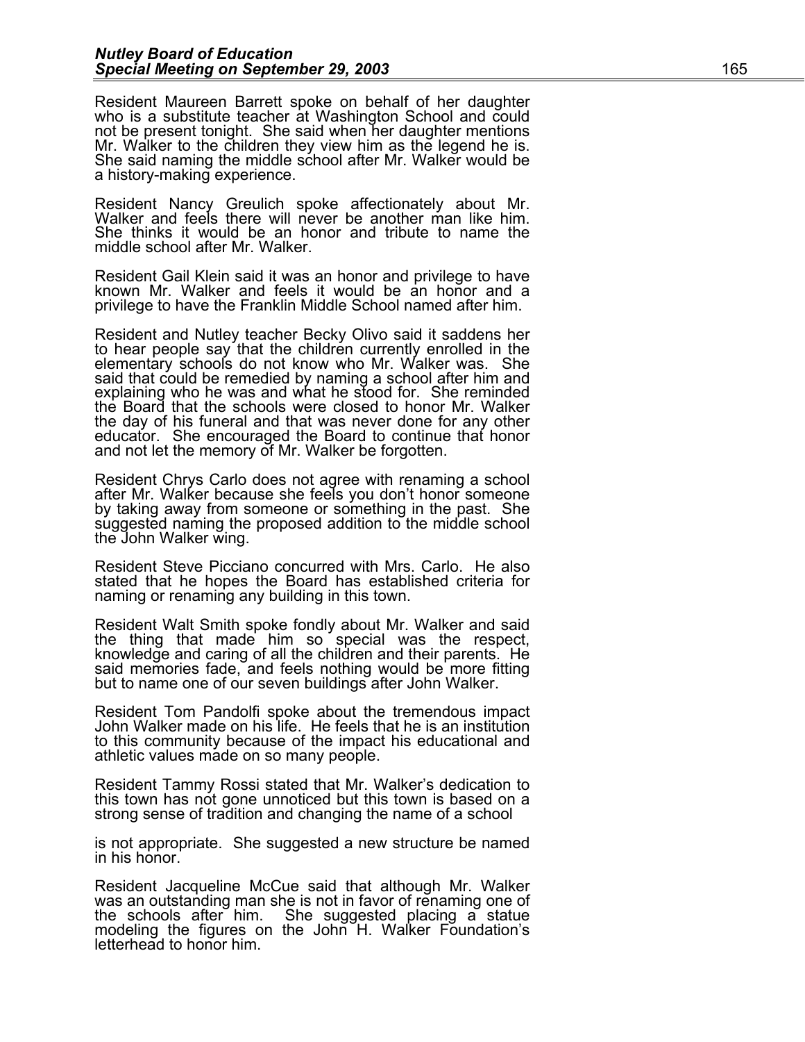Resident Maureen Barrett spoke on behalf of her daughter who is a substitute teacher at Washington School and could not be present tonight. She said when her daughter mentions Mr. Walker to the children they view him as the legend he is. She said naming the middle school after Mr. Walker would be a history-making experience.

Resident Nancy Greulich spoke affectionately about Mr. Walker and feels there will never be another man like him. She thinks it would be an honor and tribute to name the middle school after Mr. Walker.

Resident Gail Klein said it was an honor and privilege to have known Mr. Walker and feels it would be an honor and a privilege to have the Franklin Middle School named after him.

Resident and Nutley teacher Becky Olivo said it saddens her to hear people say that the children currently enrolled in the elementary schools do not know who Mr. Walker was. She said that could be remedied by naming a school after him and explaining who he was and what he stood for. She reminded the Board that the schools were closed to honor Mr. Walker the day of his funeral and that was never done for any other educator. She encouraged the Board to continue that honor and not let the memory of Mr. Walker be forgotten.

Resident Chrys Carlo does not agree with renaming a school after Mr. Walker because she feels you don't honor someone by taking away from someone or something in the past. She suggested naming the proposed addition to the middle school the John Walker wing.

Resident Steve Picciano concurred with Mrs. Carlo. He also stated that he hopes the Board has established criteria for naming or renaming any building in this town.

Resident Walt Smith spoke fondly about Mr. Walker and said the thing that made him so special was the respect, knowledge and caring of all the children and their parents. He said memories fade, and feels nothing would be more fitting but to name one of our seven buildings after John Walker.

Resident Tom Pandolfi spoke about the tremendous impact John Walker made on his life. He feels that he is an institution to this community because of the impact his educational and athletic values made on so many people.

Resident Tammy Rossi stated that Mr. Walker's dedication to this town has not gone unnoticed but this town is based on a strong sense of tradition and changing the name of a school is not appropriate. She suggested a new structure be named in his honor.

Resident Jacqueline McCue said that although Mr. Walker was an outstanding man she is not in favor of renaming one of the schools after him. She suggested placing a statue modeling the figures on the John H. Walker Foundation's letterhead to honor him.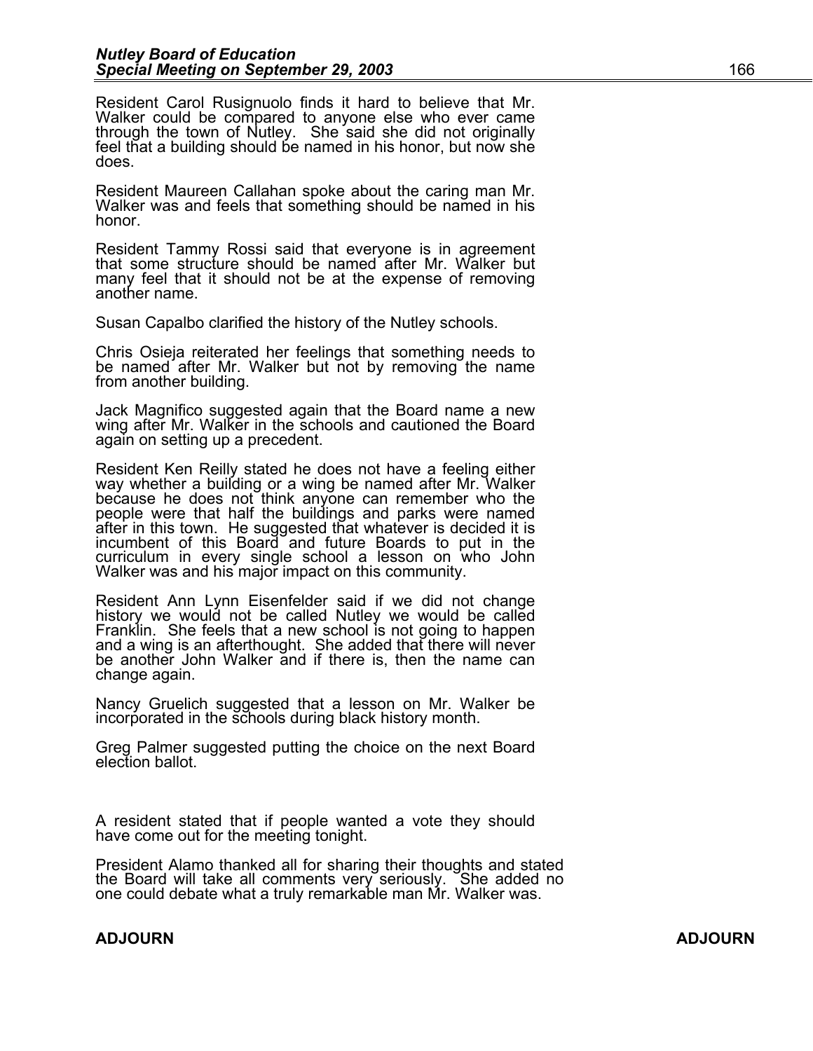Resident Carol Rusignuolo finds it hard to believe that Mr. Walker could be compared to anyone else who ever came through the town of Nutley. She said she did not originally feel that a building should be named in his honor, but now she does.

Resident Maureen Callahan spoke about the caring man Mr. Walker was and feels that something should be named in his honor.

Resident Tammy Rossi said that everyone is in agreement that some structure should be named after Mr. Walker but many feel that it should not be at the expense of removing another name.

Susan Capalbo clarified the history of the Nutley schools.

Chris Osieja reiterated her feelings that something needs to be named after Mr. Walker but not by removing the name from another building.

Jack Magnifico suggested again that the Board name a new wing after Mr. Walker in the schools and cautioned the Board again on setting up a precedent.

Resident Ken Reilly stated he does not have a feeling either way whether a building or a wing be named after Mr. Walker because he does not think anyone can remember who the people were that half the buildings and parks were named after in this town. He suggested that whatever is decided it is incumbent of this Board and future Boards to put in the curriculum in every single school a lesson on who John Walker was and his major impact on this community.

Resident Ann Lynn Eisenfelder said if we did not change history we would not be called Nutley we would be called Franklin. She feels that a new school is not going to happen and a wing is an afterthought. She added that there will never be another John Walker and if there is, then the name can change again.

Nancy Gruelich suggested that a lesson on Mr. Walker be incorporated in the schools during black history month.

Greg Palmer suggested putting the choice on the next Board election ballot.

A resident stated that if people wanted a vote they should have come out for the meeting tonight.

President Alamo thanked all for sharing their thoughts and stated the Board will take all comments very seriously. She added no one could debate what a truly remarkable man Mr. Walker was.

**ADJOURN** **ADJOURN**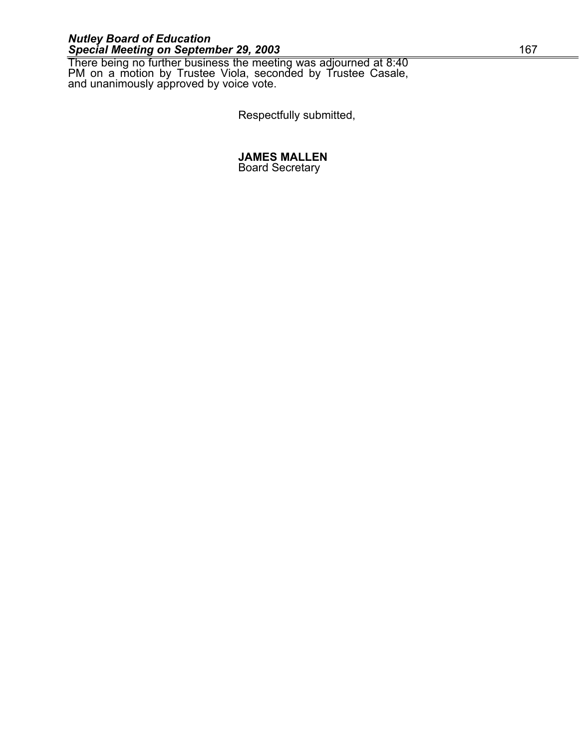There being no further business the meeting was adjourned at 8:40 PM on a motion by Trustee Viola, seconded by Trustee Casale, and unanimously approved by voice vote.

Respectfully submitted,

**JAMES MALLEN**
Board Secretary